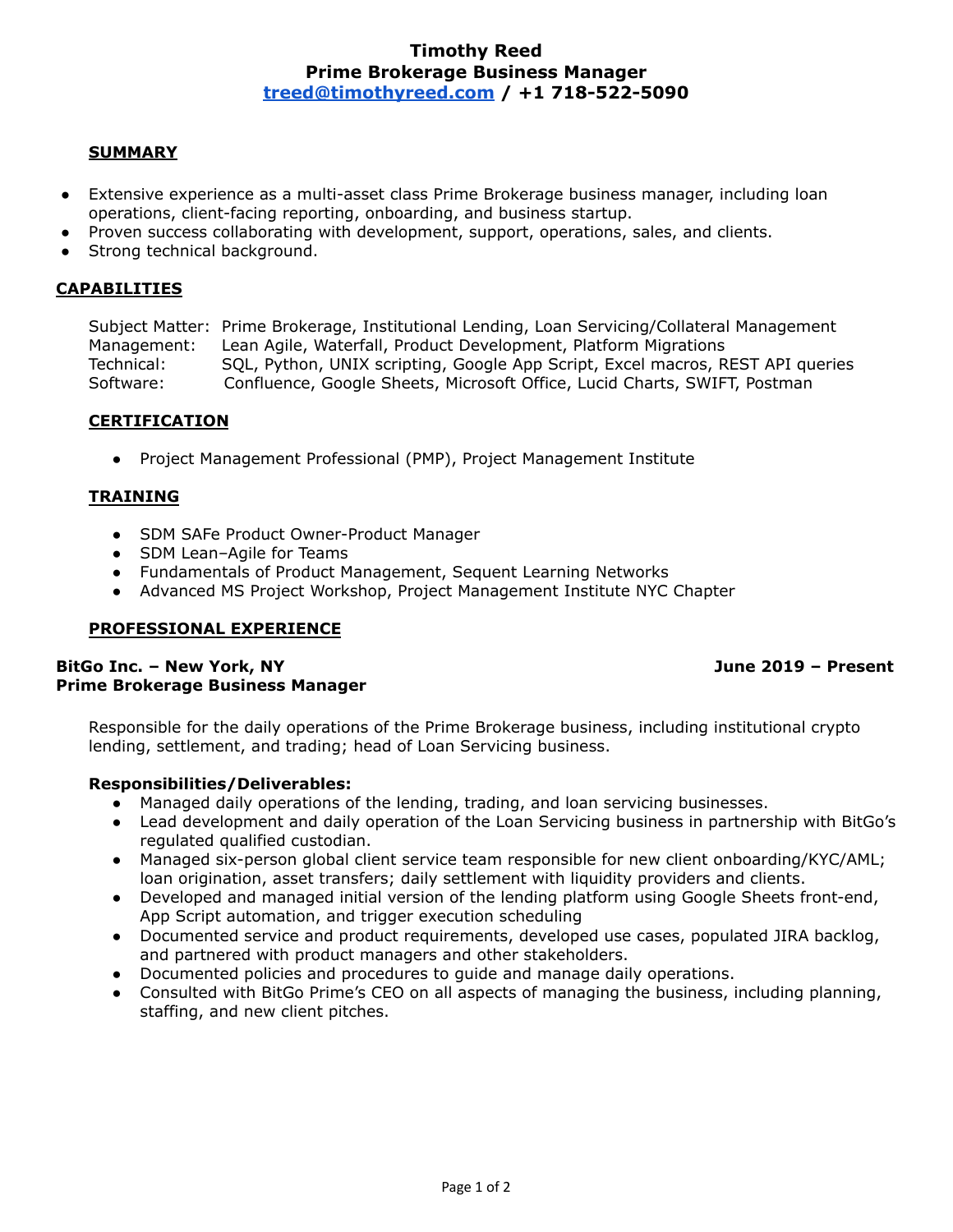**Timothy Reed**
**Prime Brokerage Business Manager**
**[treed@timothyreed.com](mailto:treed@timothyreed.com) / +1 718-522-5090**

## SUMMARY

- Extensive experience as a multi-asset class Prime Brokerage business manager, including loan operations, client-facing reporting, onboarding, and business startup.
- Proven success collaborating with development, support, operations, sales, and clients.
- Strong technical background.

## CAPABILITIES

Subject Matter: Prime Brokerage, Institutional Lending, Loan Servicing/Collateral Management
Management: Lean Agile, Waterfall, Product Development, Platform Migrations
Technical: SQL, Python, UNIX scripting, Google App Script, Excel macros, REST API queries
Software: Confluence, Google Sheets, Microsoft Office, Lucid Charts, SWIFT, Postman

## CERTIFICATION

- Project Management Professional (PMP), Project Management Institute

## TRAINING

- SDM SAFe Product Owner-Product Manager
- SDM Lean–Agile for Teams
- Fundamentals of Product Management, Sequent Learning Networks
- Advanced MS Project Workshop, Project Management Institute NYC Chapter

## PROFESSIONAL EXPERIENCE

**BitGo Inc. – New York, NY** **June 2019 – Present**
**Prime Brokerage Business Manager**

Responsible for the daily operations of the Prime Brokerage business, including institutional crypto lending, settlement, and trading; head of Loan Servicing business.

**Responsibilities/Deliverables:**

- Managed daily operations of the lending, trading, and loan servicing businesses.
- Lead development and daily operation of the Loan Servicing business in partnership with BitGo's regulated qualified custodian.
- Managed six-person global client service team responsible for new client onboarding/KYC/AML; loan origination, asset transfers; daily settlement with liquidity providers and clients.
- Developed and managed initial version of the lending platform using Google Sheets front-end, App Script automation, and trigger execution scheduling
- Documented service and product requirements, developed use cases, populated JIRA backlog, and partnered with product managers and other stakeholders.
- Documented policies and procedures to guide and manage daily operations.
- Consulted with BitGo Prime's CEO on all aspects of managing the business, including planning, staffing, and new client pitches.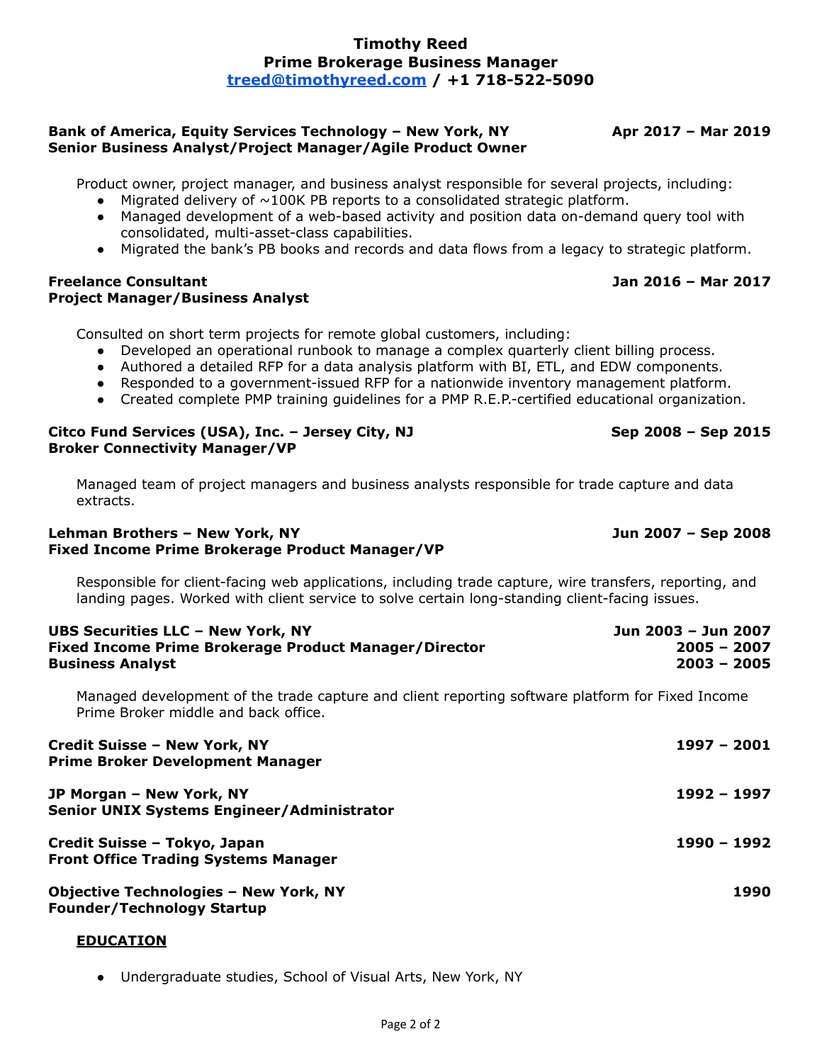# Timothy Reed
## Prime Brokerage Business Manager
**treed@timothyreed.com / +1 718-522-5090**

**Bank of America, Equity Services Technology – New York, NY** **Apr 2017 – Mar 2019**
**Senior Business Analyst/Project Manager/Agile Product Owner**

Product owner, project manager, and business analyst responsible for several projects, including:

- Migrated delivery of ~100K PB reports to a consolidated strategic platform.
- Managed development of a web-based activity and position data on-demand query tool with consolidated, multi-asset-class capabilities.
- Migrated the bank's PB books and records and data flows from a legacy to strategic platform.

**Freelance Consultant** **Jan 2016 – Mar 2017**
**Project Manager/Business Analyst**

Consulted on short term projects for remote global customers, including:

- Developed an operational runbook to manage a complex quarterly client billing process.
- Authored a detailed RFP for a data analysis platform with BI, ETL, and EDW components.
- Responded to a government-issued RFP for a nationwide inventory management platform.
- Created complete PMP training guidelines for a PMP R.E.P.-certified educational organization.

**Citco Fund Services (USA), Inc. – Jersey City, NJ** **Sep 2008 – Sep 2015**
**Broker Connectivity Manager/VP**

Managed team of project managers and business analysts responsible for trade capture and data extracts.

**Lehman Brothers – New York, NY** **Jun 2007 – Sep 2008**
**Fixed Income Prime Brokerage Product Manager/VP**

Responsible for client-facing web applications, including trade capture, wire transfers, reporting, and landing pages. Worked with client service to solve certain long-standing client-facing issues.

**UBS Securities LLC – New York, NY** **Jun 2003 – Jun 2007**
**Fixed Income Prime Brokerage Product Manager/Director** **2005 – 2007**
**Business Analyst** **2003 – 2005**

Managed development of the trade capture and client reporting software platform for Fixed Income Prime Broker middle and back office.

**Credit Suisse – New York, NY** **1997 – 2001**
**Prime Broker Development Manager**

**JP Morgan – New York, NY** **1992 – 1997**
**Senior UNIX Systems Engineer/Administrator**

**Credit Suisse – Tokyo, Japan** **1990 – 1992**
**Front Office Trading Systems Manager**

**Objective Technologies – New York, NY** **1990**
**Founder/Technology Startup**

## EDUCATION

- Undergraduate studies, School of Visual Arts, New York, NY